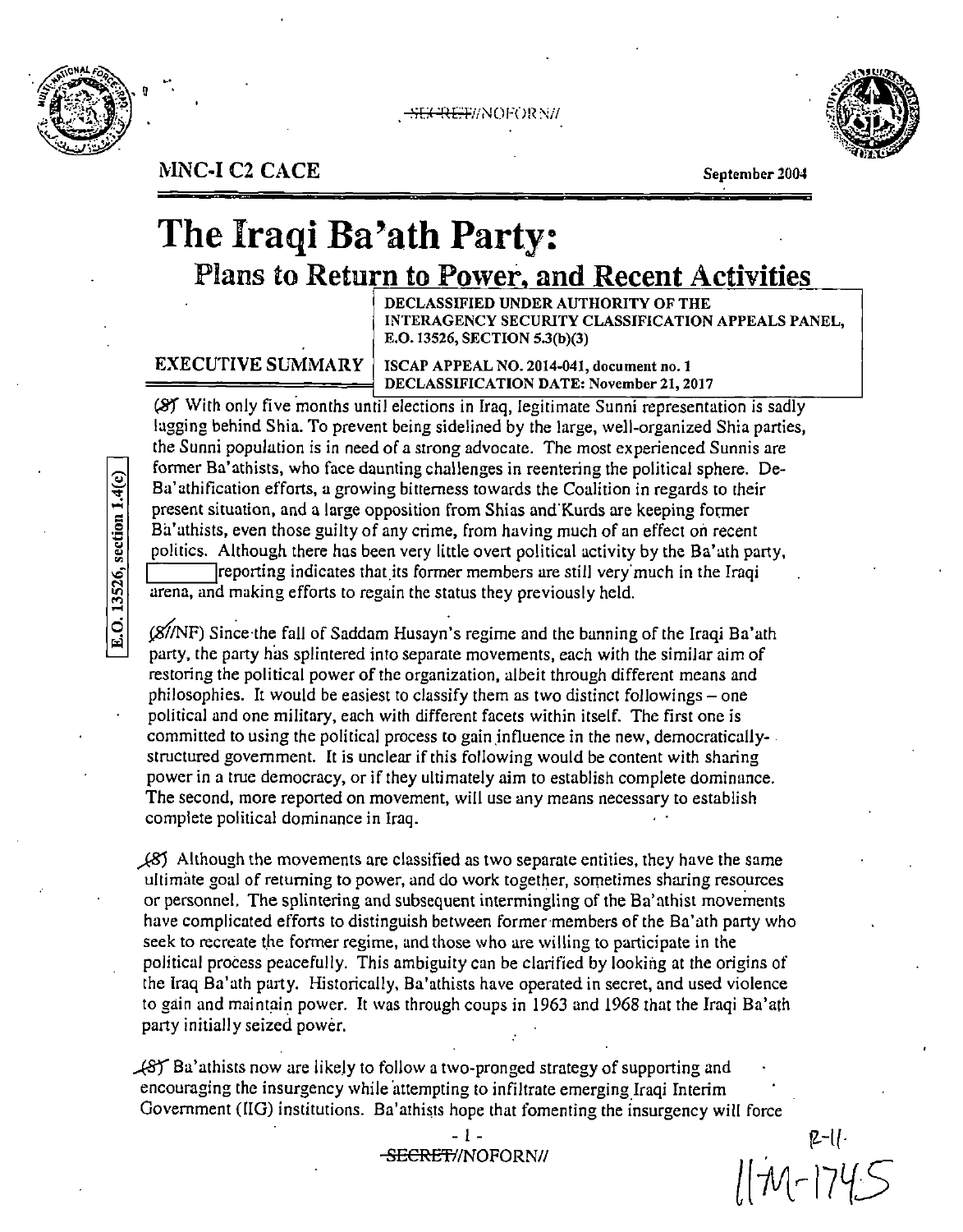~~SECRET~~//NOFORN//

MNC-I C2 CACE

September 2004

# The Iraqi Ba'ath Party:

## Plans to Return to Power, and Recent Activities

DECLASSIFIED UNDER AUTHORITY OF THE INTERAGENCY SECURITY CLASSIFICATION APPEALS PANEL, E.O. 13526, SECTION 5.3(b)(3)

ISCAP APPEAL NO. 2014-041, document no. 1

DECLASSIFICATION DATE: November 21, 2017

### EXECUTIVE SUMMARY

E.O. 13526, section 1.4(c)

(~~S~~) With only five months until elections in Iraq, legitimate Sunni representation is sadly lagging behind Shia. To prevent being sidelined by the large, well-organized Shia parties, the Sunni population is in need of a strong advocate. The most experienced Sunnis are former Ba'athists, who face daunting challenges in reentering the political sphere. De-Ba'athification efforts, a growing bitterness towards the Coalition in regards to their present situation, and a large opposition from Shias and Kurds are keeping former Ba'athists, even those guilty of any crime, from having much of an effect on recent politics. Although there has been very little overt political activity by the Ba'ath party, [ ] reporting indicates that its former members are still very much in the Iraqi arena, and making efforts to regain the status they previously held.

(~~S~~//NF) Since the fall of Saddam Husayn's regime and the banning of the Iraqi Ba'ath party, the party has splintered into separate movements, each with the similar aim of restoring the political power of the organization, albeit through different means and philosophies. It would be easiest to classify them as two distinct followings – one political and one military, each with different facets within itself. The first one is committed to using the political process to gain influence in the new, democratically-structured government. It is unclear if this following would be content with sharing power in a true democracy, or if they ultimately aim to establish complete dominance. The second, more reported on movement, will use any means necessary to establish complete political dominance in Iraq.

(~~S~~) Although the movements are classified as two separate entities, they have the same ultimate goal of returning to power, and do work together, sometimes sharing resources or personnel. The splintering and subsequent intermingling of the Ba'athist movements have complicated efforts to distinguish between former members of the Ba'ath party who seek to recreate the former regime, and those who are willing to participate in the political process peacefully. This ambiguity can be clarified by looking at the origins of the Iraq Ba'ath party. Historically, Ba'athists have operated in secret, and used violence to gain and maintain power. It was through coups in 1963 and 1968 that the Iraqi Ba'ath party initially seized power.

(~~S~~) Ba'athists now are likely to follow a two-pronged strategy of supporting and encouraging the insurgency while attempting to infiltrate emerging Iraqi Interim Government (IIG) institutions. Ba'athists hope that fomenting the insurgency will force

~~SECRET~~//NOFORN//

R-11

11M-1745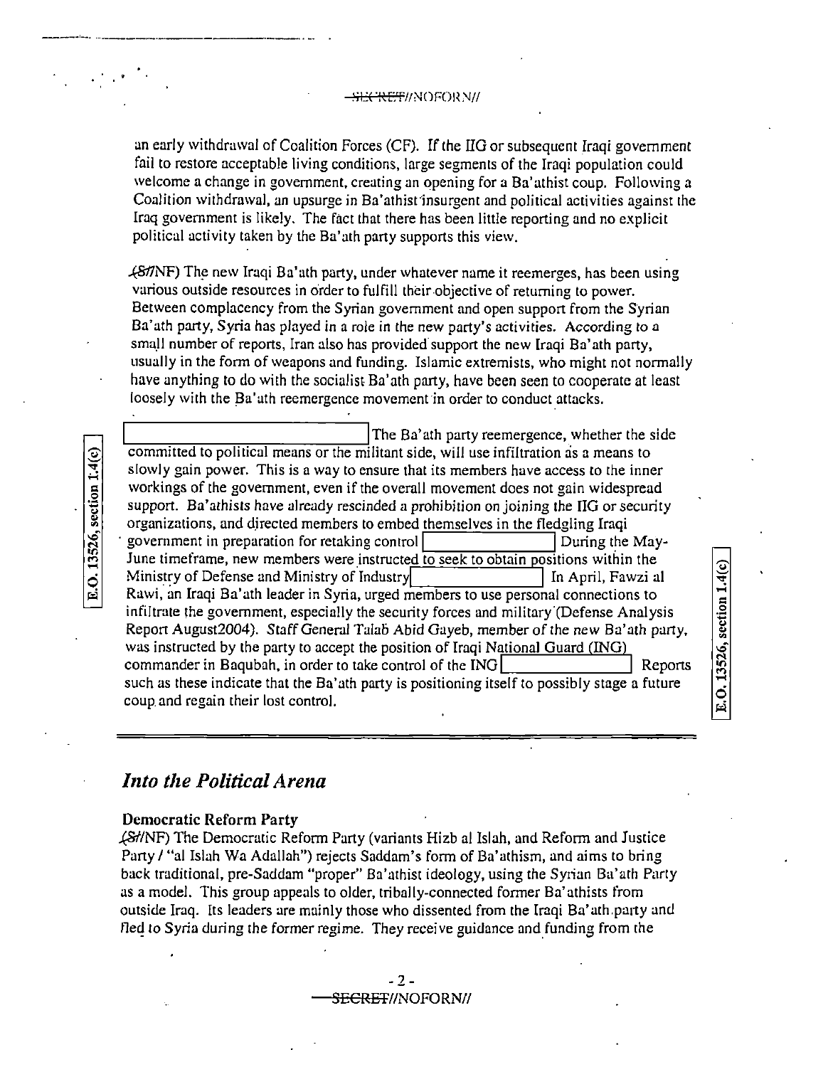an early withdrawal of Coalition Forces (CF). If the IIG or subsequent Iraqi government fail to restore acceptable living conditions, large segments of the Iraqi population could welcome a change in government, creating an opening for a Ba'athist coup. Following a Coalition withdrawal, an upsurge in Ba'athist insurgent and political activities against the Iraq government is likely. The fact that there has been little reporting and no explicit political activity taken by the Ba'ath party supports this view.

(S//NF) The new Iraqi Ba'ath party, under whatever name it reemerges, has been using various outside resources in order to fulfill their objective of returning to power. Between complacency from the Syrian government and open support from the Syrian Ba'ath party, Syria has played in a role in the new party's activities. According to a small number of reports, Iran also has provided support the new Iraqi Ba'ath party, usually in the form of weapons and funding. Islamic extremists, who might not normally have anything to do with the socialist Ba'ath party, have been seen to cooperate at least loosely with the Ba'ath reemergence movement in order to conduct attacks.

[E.O. 13526, section 1.4(c)] The Ba'ath party reemergence, whether the side committed to political means or the militant side, will use infiltration as a means to slowly gain power. This is a way to ensure that its members have access to the inner workings of the government, even if the overall movement does not gain widespread support. Ba'athists have already rescinded a prohibition on joining the IIG or security organizations, and directed members to embed themselves in the fledgling Iraqi government in preparation for retaking control [E.O. 13526, section 1.4(c)] During the May-June timeframe, new members were instructed to seek to obtain positions within the Ministry of Defense and Ministry of Industry [E.O. 13526, section 1.4(c)] In April, Fawzi al Rawi, an Iraqi Ba'ath leader in Syria, urged members to use personal connections to infiltrate the government, especially the security forces and military (Defense Analysis Report August2004). Staff General Talab Abid Gayeb, member of the new Ba'ath party, was instructed by the party to accept the position of Iraqi National Guard (ING) commander in Baqubah, in order to take control of the ING [E.O. 13526, section 1.4(c)] Reports such as these indicate that the Ba'ath party is positioning itself to possibly stage a future coup and regain their lost control.

---

## *Into the Political Arena*

### Democratic Reform Party

(S//NF) The Democratic Reform Party (variants Hizb al Islah, and Reform and Justice Party / "al Islah Wa Adallah") rejects Saddam's form of Ba'athism, and aims to bring back traditional, pre-Saddam "proper" Ba'athist ideology, using the Syrian Ba'ath Party as a model. This group appeals to older, tribally-connected former Ba'athists from outside Iraq. Its leaders are mainly those who dissented from the Iraqi Ba'ath party and fled to Syria during the former regime. They receive guidance and funding from the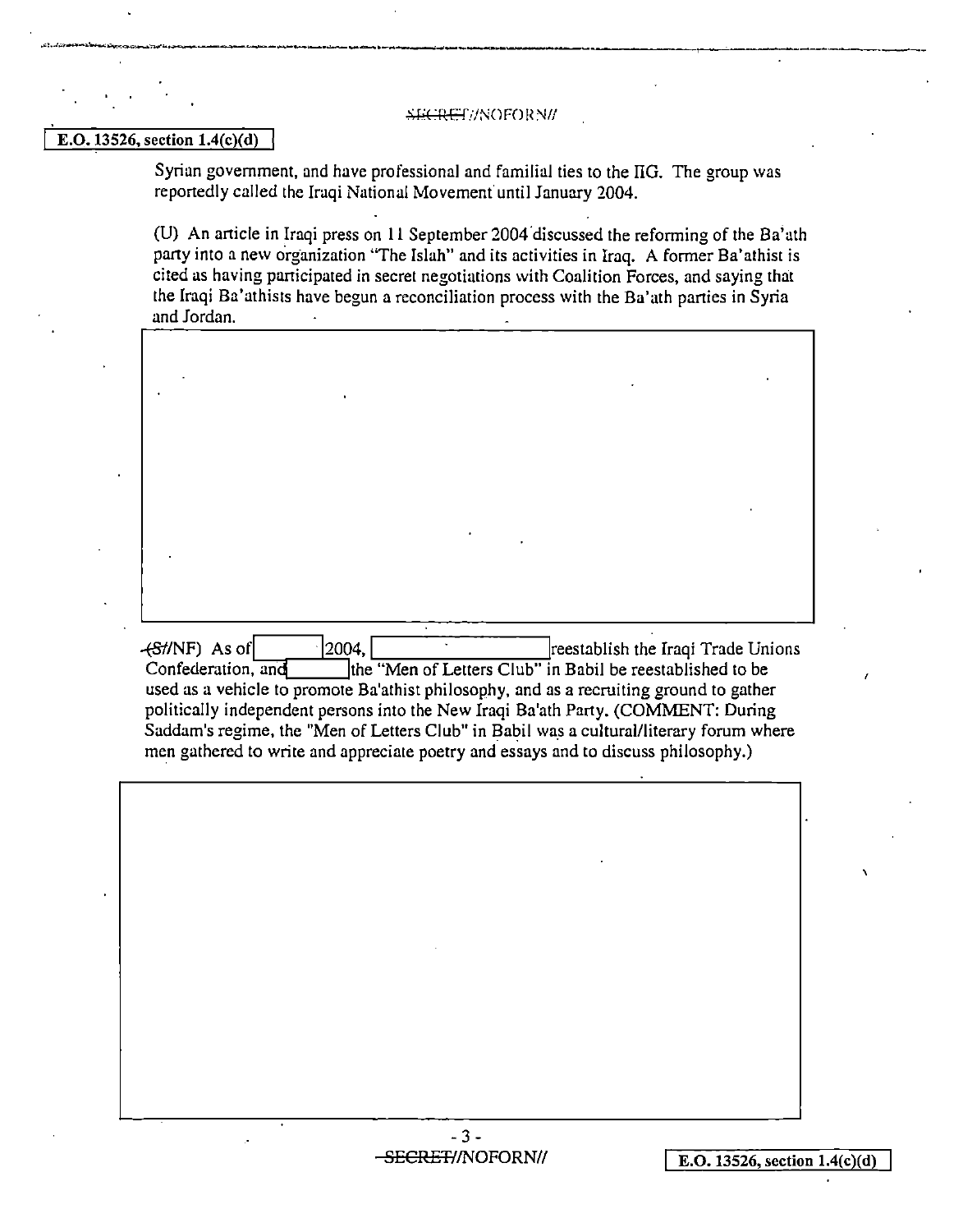E.O. 13526, section 1.4(c)(d)

Syrian government, and have professional and familial ties to the IIG. The group was reportedly called the Iraqi National Movement until January 2004.

(U) An article in Iraqi press on 11 September 2004 discussed the reforming of the Ba'ath party into a new organization "The Islah" and its activities in Iraq. A former Ba'athist is cited as having participated in secret negotiations with Coalition Forces, and saying that the Iraqi Ba'athists have begun a reconciliation process with the Ba'ath parties in Syria and Jordan.

~~(S~~//NF) As of [ ] 2004, [ ] reestablish the Iraqi Trade Unions Confederation, and [ ] the "Men of Letters Club" in Babil be reestablished to be used as a vehicle to promote Ba'athist philosophy, and as a recruiting ground to gather politically independent persons into the New Iraqi Ba'ath Party. (COMMENT: During Saddam's regime, the "Men of Letters Club" in Babil was a cultural/literary forum where men gathered to write and appreciate poetry and essays and to discuss philosophy.)

E.O. 13526, section 1.4(c)(d)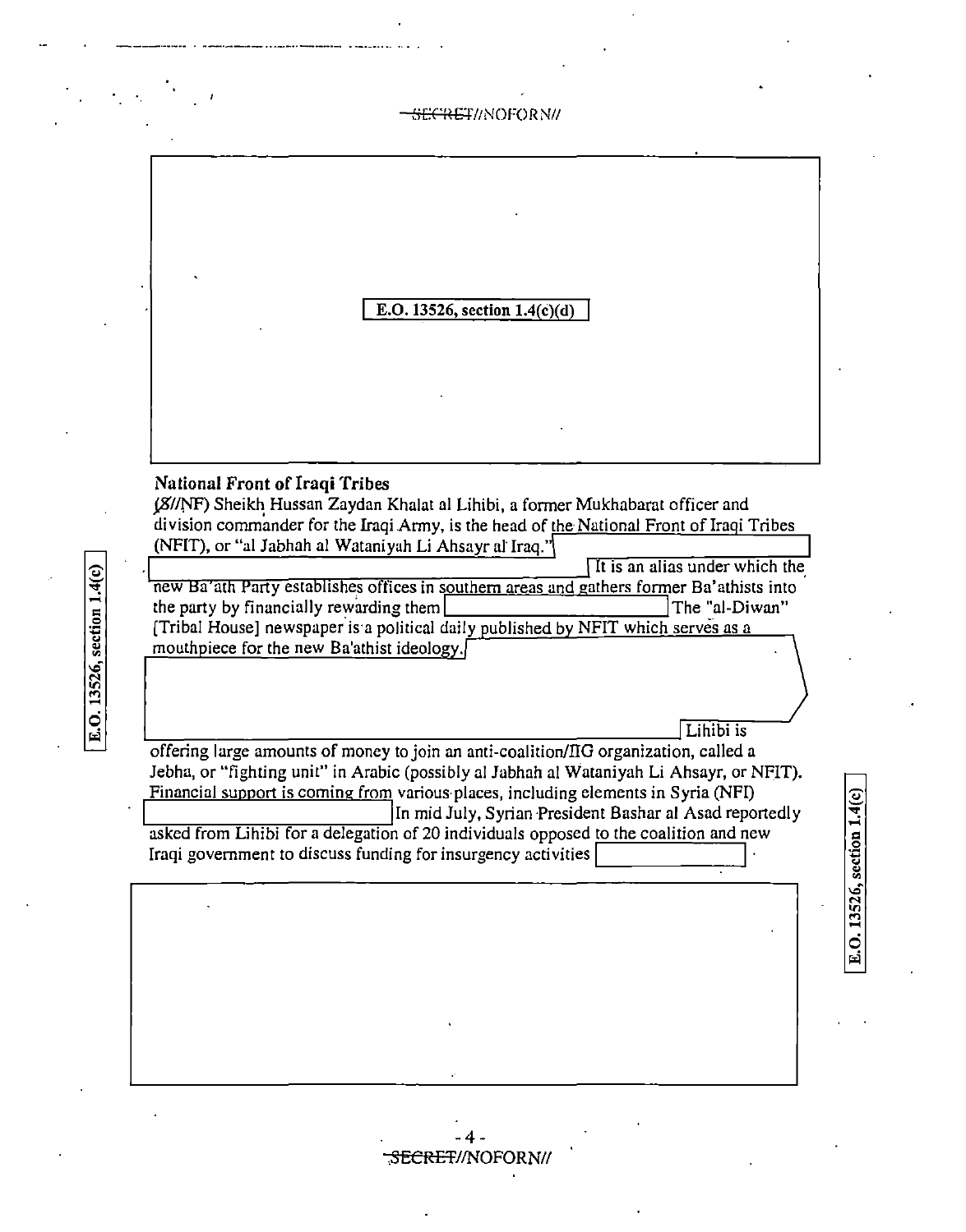E.O. 13526, section 1.4(c)(d)

## National Front of Iraqi Tribes

(S//NF) Sheikh Hussan Zaydan Khalat al Lihibi, a former Mukhabarat officer and division commander for the Iraqi Army, is the head of the National Front of Iraqi Tribes (NFIT), or "al Jabhah al Wataniyah Li Ahsayr al Iraq." It is an alias under which the new Ba'ath Party establishes offices in southern areas and gathers former Ba'athists into the party by financially rewarding them The "al-Diwan" [Tribal House] newspaper is a political daily published by NFIT which serves as a mouthpiece for the new Ba'athist ideology. Lihibi is offering large amounts of money to join an anti-coalition/IIG organization, called a Jebha, or "fighting unit" in Arabic (possibly al Jabhah al Wataniyah Li Ahsayr, or NFIT). Financial support is coming from various places, including elements in Syria (NFI) In mid July, Syrian President Bashar al Asad reportedly asked from Lihibi for a delegation of 20 individuals opposed to the coalition and new Iraqi government to discuss funding for insurgency activities .

E.O. 13526, section 1.4(c)

E.O. 13526, section 1.4(c)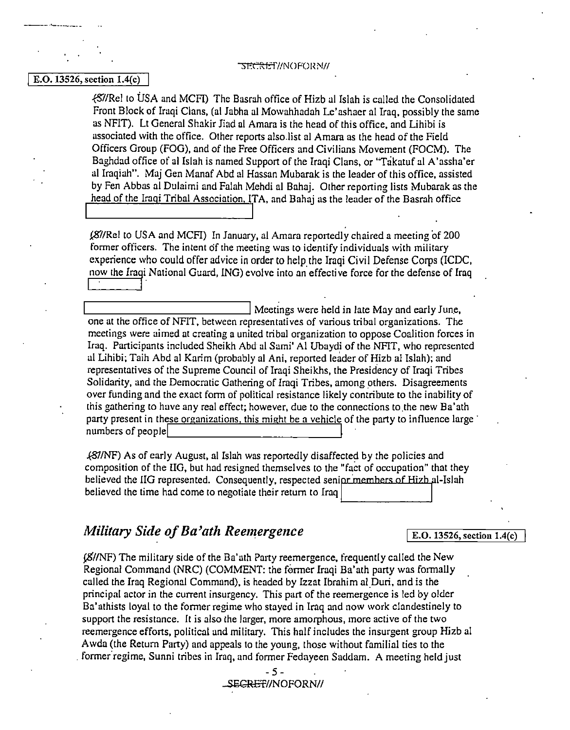E.O. 13526, section 1.4(c)

(S//Rel to USA and MCFI) The Basrah office of Hizb al Islah is called the Consolidated Front Block of Iraqi Clans, (al Jabha al Mowahhadah Le'ashaer al Iraq, possibly the same as NFIT). Lt General Shakir Jiad al Amara is the head of this office, and Lihibi is associated with the office. Other reports also list al Amara as the head of the Field Officers Group (FOG), and of the Free Officers and Civilians Movement (FOCM). The Baghdad office of al Islah is named Support of the Iraqi Clans, or "Takatuf al A'assha'er al Iraqiah". Maj Gen Manaf Abd al Hassan Mubarak is the leader of this office, assisted by Fen Abbas al Dulaimi and Falah Mehdi al Bahaj. Other reporting lists Mubarak as the head of the Iraqi Tribal Association, ITA, and Bahaj as the leader of the Basrah office

(S//Rel to USA and MCFI) In January, al Amara reportedly chaired a meeting of 200 former officers. The intent of the meeting was to identify individuals with military experience who could offer advice in order to help the Iraqi Civil Defense Corps (ICDC, now the Iraqi National Guard, ING) evolve into an effective force for the defense of Iraq

Meetings were held in late May and early June, one at the office of NFIT, between representatives of various tribal organizations. The meetings were aimed at creating a united tribal organization to oppose Coalition forces in Iraq. Participants included Sheikh Abd al Sami' Al Ubaydi of the NFIT, who represented al Lihibi; Taih Abd al Karim (probably al Ani, reported leader of Hizb al Islah); and representatives of the Supreme Council of Iraqi Sheikhs, the Presidency of Iraqi Tribes Solidarity, and the Democratic Gathering of Iraqi Tribes, among others. Disagreements over funding and the exact form of political resistance likely contribute to the inability of this gathering to have any real effect; however, due to the connections to the new Ba'ath party present in these organizations, this might be a vehicle of the party to influence large numbers of people

(S//NF) As of early August, al Islah was reportedly disaffected by the policies and composition of the IIG, but had resigned themselves to the "fact of occupation" that they believed the IIG represented. Consequently, respected senior members of Hizb al-Islah believed the time had come to negotiate their return to Iraq

## *Military Side of Ba'ath Reemergence*

E.O. 13526, section 1.4(c)

(S//NF) The military side of the Ba'ath Party reemergence, frequently called the New Regional Command (NRC) (COMMENT: the former Iraqi Ba'ath party was formally called the Iraq Regional Command), is headed by Izzat Ibrahim al Duri, and is the principal actor in the current insurgency. This part of the reemergence is led by older Ba'athists loyal to the former regime who stayed in Iraq and now work clandestinely to support the resistance. It is also the larger, more amorphous, more active of the two reemergence efforts, political and military. This half includes the insurgent group Hizb al Awda (the Return Party) and appeals to the young, those without familial ties to the former regime, Sunni tribes in Iraq, and former Fedayeen Saddam. A meeting held just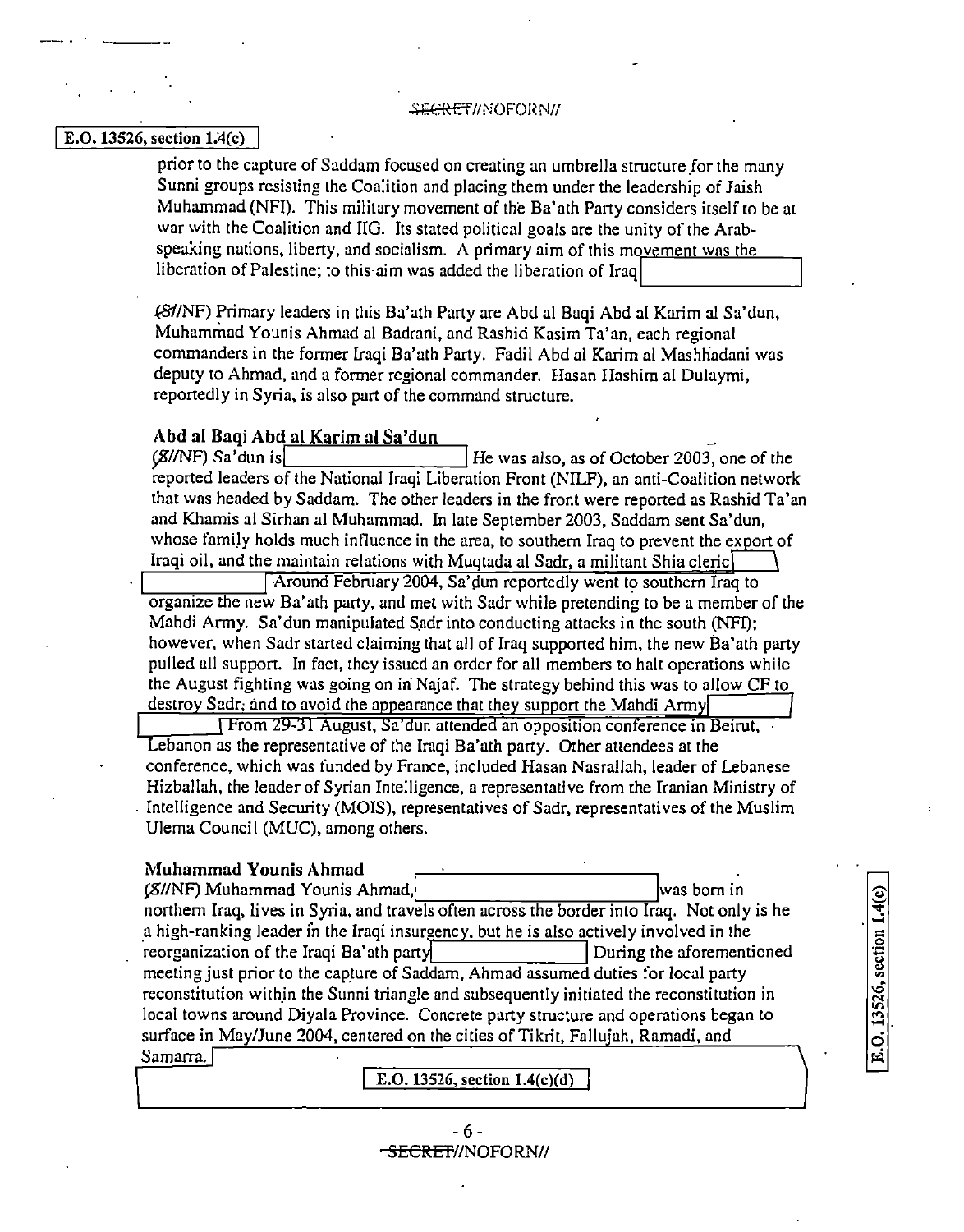E.O. 13526, section 1.4(c)

prior to the capture of Saddam focused on creating an umbrella structure for the many Sunni groups resisting the Coalition and placing them under the leadership of Jaish Muhammad (NFI). This military movement of the Ba'ath Party considers itself to be at war with the Coalition and IIG. Its stated political goals are the unity of the Arab-speaking nations, liberty, and socialism. A primary aim of this movement was the liberation of Palestine; to this aim was added the liberation of Iraq

(S//NF) Primary leaders in this Ba'ath Party are Abd al Baqi Abd al Karim al Sa'dun, Muhammad Younis Ahmad al Badrani, and Rashid Kasim Ta'an, each regional commanders in the former Iraqi Ba'ath Party. Fadil Abd al Karim al Mashhadani was deputy to Ahmad, and a former regional commander. Hasan Hashim al Dulaymi, reportedly in Syria, is also part of the command structure.

### Abd al Baqi Abd al Karim al Sa'dun

(S//NF) Sa'dun is He was also, as of October 2003, one of the reported leaders of the National Iraqi Liberation Front (NILF), an anti-Coalition network that was headed by Saddam. The other leaders in the front were reported as Rashid Ta'an and Khamis al Sirhan al Muhammad. In late September 2003, Saddam sent Sa'dun, whose family holds much influence in the area, to southern Iraq to prevent the export of Iraqi oil, and the maintain relations with Muqtada al Sadr, a militant Shia cleric Around February 2004, Sa'dun reportedly went to southern Iraq to organize the new Ba'ath party, and met with Sadr while pretending to be a member of the Mahdi Army. Sa'dun manipulated Sadr into conducting attacks in the south (NFI); however, when Sadr started claiming that all of Iraq supported him, the new Ba'ath party pulled all support. In fact, they issued an order for all members to halt operations while the August fighting was going on in Najaf. The strategy behind this was to allow CF to destroy Sadr, and to avoid the appearance that they support the Mahdi Army From 29-31 August, Sa'dun attended an opposition conference in Beirut, Lebanon as the representative of the Iraqi Ba'ath party. Other attendees at the conference, which was funded by France, included Hasan Nasrallah, leader of Lebanese Hizballah, the leader of Syrian Intelligence, a representative from the Iranian Ministry of Intelligence and Security (MOIS), representatives of Sadr, representatives of the Muslim Ulema Council (MUC), among others.

### Muhammad Younis Ahmad

(S//NF) Muhammad Younis Ahmad, was born in northern Iraq, lives in Syria, and travels often across the border into Iraq. Not only is he a high-ranking leader in the Iraqi insurgency, but he is also actively involved in the reorganization of the Iraqi Ba'ath party During the aforementioned meeting just prior to the capture of Saddam, Ahmad assumed duties for local party reconstitution within the Sunni triangle and subsequently initiated the reconstitution in local towns around Diyala Province. Concrete party structure and operations began to surface in May/June 2004, centered on the cities of Tikrit, Fallujah, Ramadi, and Samarra.

E.O. 13526, section 1.4(c)(d)

E.O. 13526, section 1.4(c)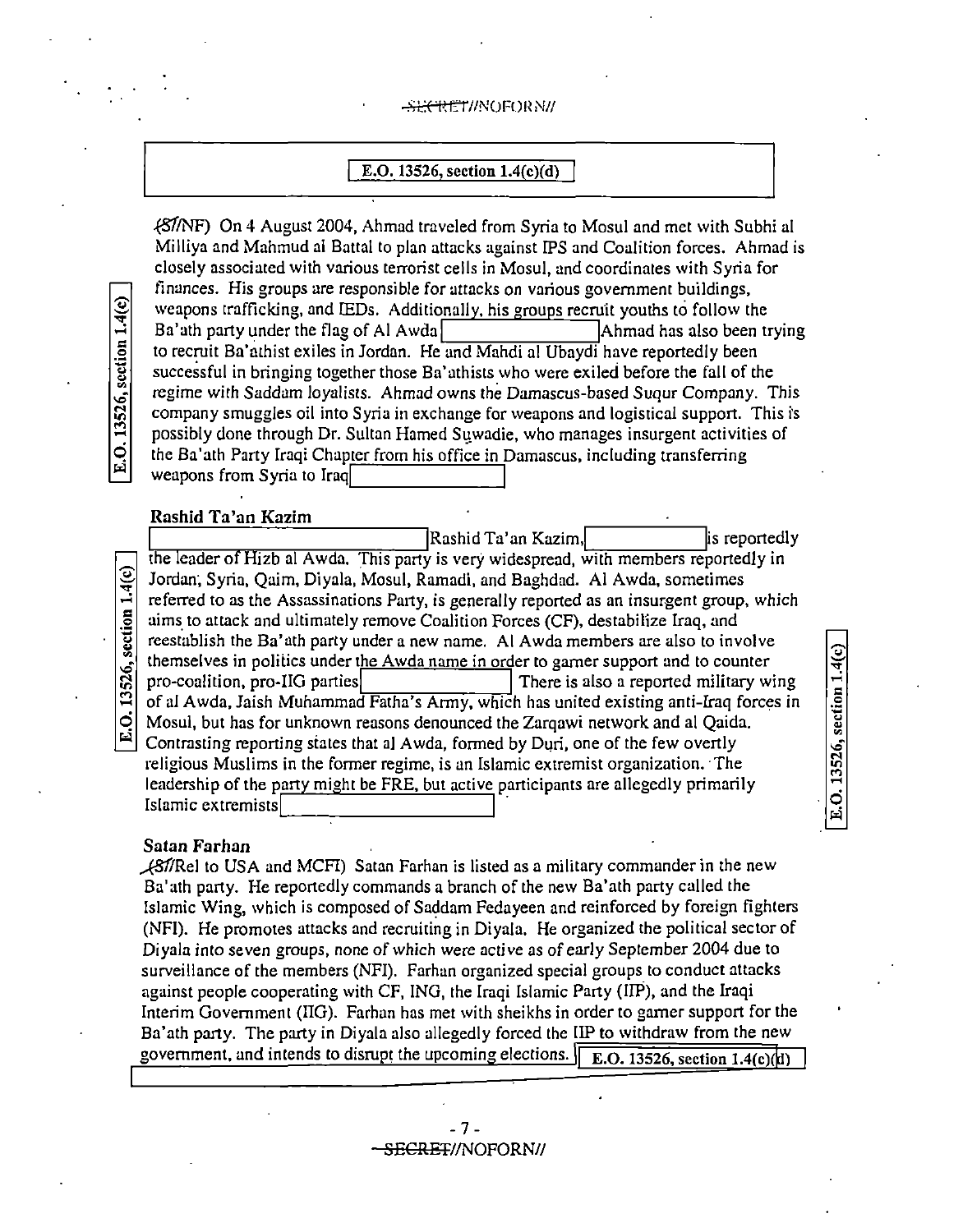E.O. 13526, section 1.4(c)(d)

(S//NF) On 4 August 2004, Ahmad traveled from Syria to Mosul and met with Subhi al Milliya and Mahmud al Battal to plan attacks against IPS and Coalition forces. Ahmad is closely associated with various terrorist cells in Mosul, and coordinates with Syria for finances. His groups are responsible for attacks on various government buildings, weapons trafficking, and IEDs. Additionally, his groups recruit youths to follow the Ba'ath party under the flag of Al Awda [ ] Ahmad has also been trying to recruit Ba'athist exiles in Jordan. He and Mahdi al Ubaydi have reportedly been successful in bringing together those Ba'athists who were exiled before the fall of the regime with Saddam loyalists. Ahmad owns the Damascus-based Suqur Company. This company smuggles oil into Syria in exchange for weapons and logistical support. This is possibly done through Dr. Sultan Hamed Suwadie, who manages insurgent activities of the Ba'ath Party Iraqi Chapter from his office in Damascus, including transferring weapons from Syria to Iraq [ ]

E.O. 13526, section 1.4(c)

### Rashid Ta'an Kazim

[ ] Rashid Ta'an Kazim, [ ] is reportedly the leader of Hizb al Awda. This party is very widespread, with members reportedly in Jordan, Syria, Qaim, Diyala, Mosul, Ramadi, and Baghdad. Al Awda, sometimes referred to as the Assassinations Party, is generally reported as an insurgent group, which aims to attack and ultimately remove Coalition Forces (CF), destabilize Iraq, and reestablish the Ba'ath party under a new name. Al Awda members are also to involve themselves in politics under the Awda name in order to garner support and to counter pro-coalition, pro-IIG parties [ ] There is also a reported military wing of al Awda, Jaish Muhammad Fatha's Army, which has united existing anti-Iraq forces in Mosul, but has for unknown reasons denounced the Zarqawi network and al Qaida. Contrasting reporting states that al Awda, formed by Duri, one of the few overtly religious Muslims in the former regime, is an Islamic extremist organization. The leadership of the party might be FRE, but active participants are allegedly primarily Islamic extremists [ ]

E.O. 13526, section 1.4(c)

E.O. 13526, section 1.4(c)

### Satan Farhan

(S//Rel to USA and MCFI) Satan Farhan is listed as a military commander in the new Ba'ath party. He reportedly commands a branch of the new Ba'ath party called the Islamic Wing, which is composed of Saddam Fedayeen and reinforced by foreign fighters (NFI). He promotes attacks and recruiting in Diyala. He organized the political sector of Diyala into seven groups, none of which were active as of early September 2004 due to surveillance of the members (NFI). Farhan organized special groups to conduct attacks against people cooperating with CF, ING, the Iraqi Islamic Party (IIP), and the Iraqi Interim Government (IIG). Farhan has met with sheikhs in order to garner support for the Ba'ath party. The party in Diyala also allegedly forced the IIP to withdraw from the new government, and intends to disrupt the upcoming elections. [E.O. 13526, section 1.4(c)(d)]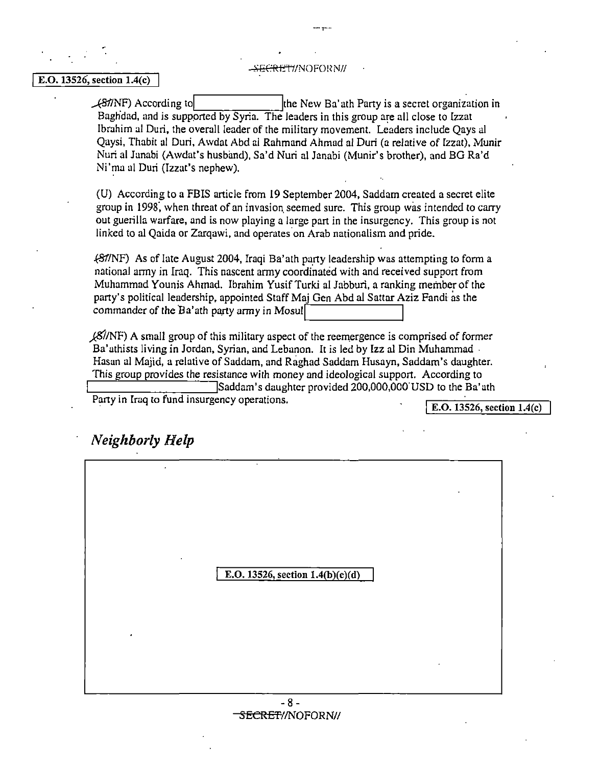E.O. 13526, section 1.4(c)

(S//NF) According to [redacted] the New Ba'ath Party is a secret organization in Baghdad, and is supported by Syria. The leaders in this group are all close to Izzat Ibrahim al Duri, the overall leader of the military movement. Leaders include Qays al Qaysi, Thabit al Duri, Awdat Abd al Rahmand Ahmad al Duri (a relative of Izzat), Munir Nuri al Janabi (Awdat's husband), Sa'd Nuri al Janabi (Munir's brother), and BG Ra'd Ni'ma al Duri (Izzat's nephew).

(U) According to a FBIS article from 19 September 2004, Saddam created a secret elite group in 1998, when threat of an invasion seemed sure. This group was intended to carry out guerilla warfare, and is now playing a large part in the insurgency. This group is not linked to al Qaida or Zarqawi, and operates on Arab nationalism and pride.

(S//NF) As of late August 2004, Iraqi Ba'ath party leadership was attempting to form a national army in Iraq. This nascent army coordinated with and received support from Muhammad Younis Ahmad. Ibrahim Yusif Turki al Jabburi, a ranking member of the party's political leadership, appointed Staff Maj Gen Abd al Sattar Aziz Fandi as the commander of the Ba'ath party army in Mosul [redacted]

(S//NF) A small group of this military aspect of the reemergence is comprised of former Ba'athists living in Jordan, Syrian, and Lebanon. It is led by Izz al Din Muhammad Hasan al Majid, a relative of Saddam, and Raghad Saddam Husayn, Saddam's daughter. This group provides the resistance with money and ideological support. According to [redacted] Saddam's daughter provided 200,000,000 USD to the Ba'ath Party in Iraq to fund insurgency operations.

E.O. 13526, section 1.4(c)

## *Neighborly Help*

E.O. 13526, section 1.4(b)(c)(d)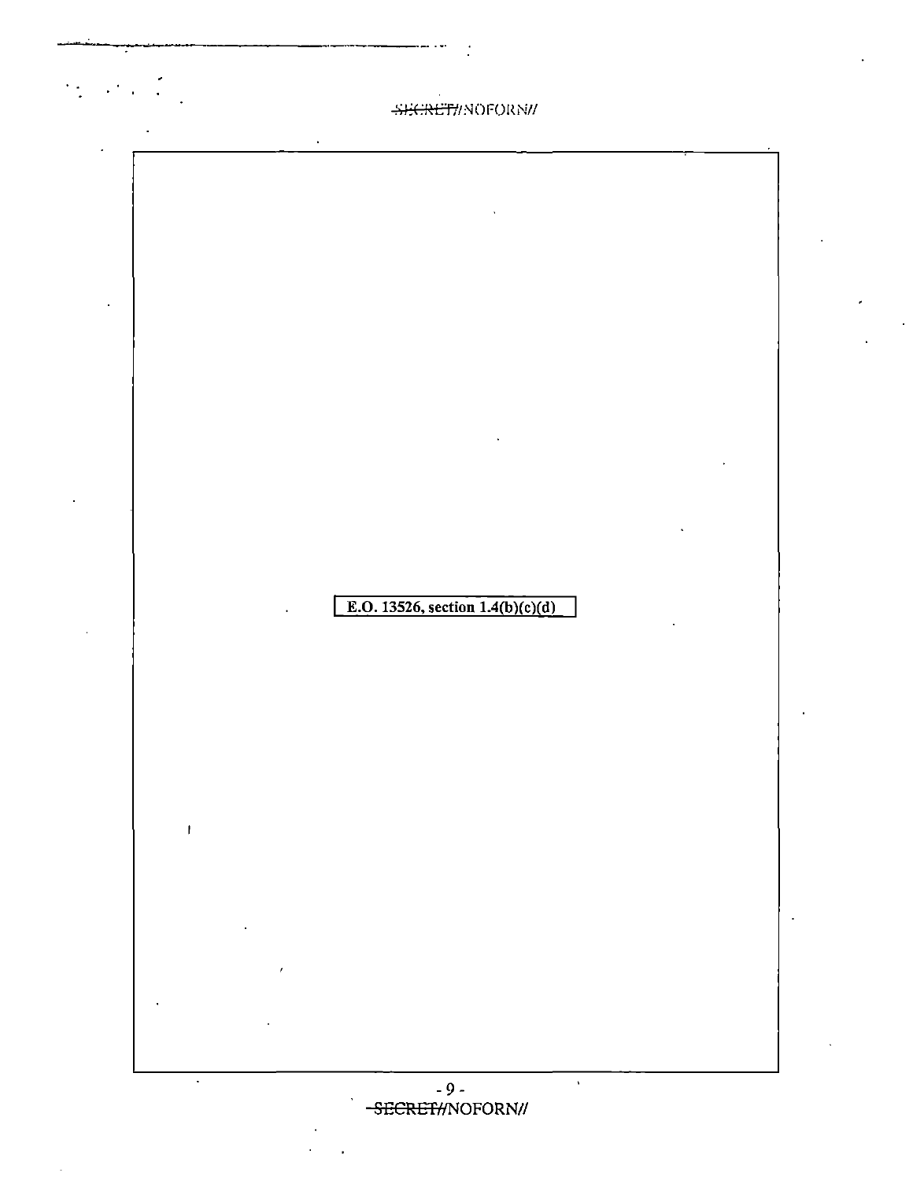E.O. 13526, section 1.4(b)(c)(d)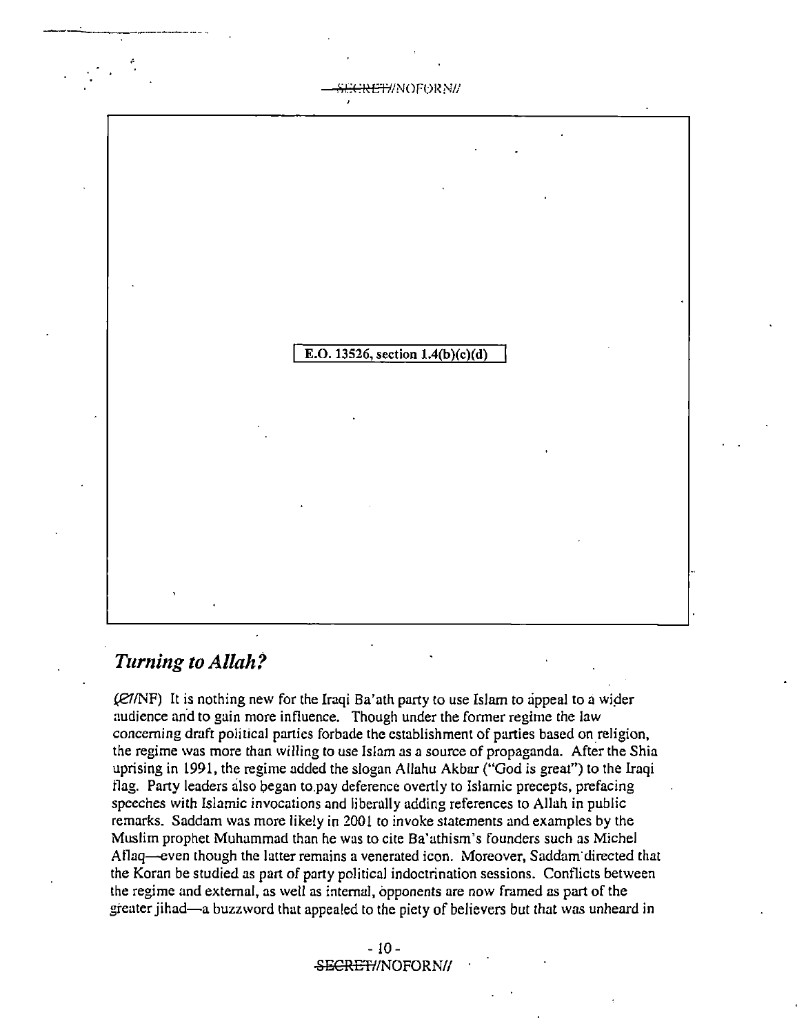E.O. 13526, section 1.4(b)(c)(d)

## *Turning to Allah?*

(C//NF) It is nothing new for the Iraqi Ba'ath party to use Islam to appeal to a wider audience and to gain more influence. Though under the former regime the law concerning draft political parties forbade the establishment of parties based on religion, the regime was more than willing to use Islam as a source of propaganda. After the Shia uprising in 1991, the regime added the slogan Allahu Akbar ("God is great") to the Iraqi flag. Party leaders also began to pay deference overtly to Islamic precepts, prefacing speeches with Islamic invocations and liberally adding references to Allah in public remarks. Saddam was more likely in 2001 to invoke statements and examples by the Muslim prophet Muhammad than he was to cite Ba'athism's founders such as Michel Aflaq—even though the latter remains a venerated icon. Moreover, Saddam directed that the Koran be studied as part of party political indoctrination sessions. Conflicts between the regime and external, as well as internal, opponents are now framed as part of the greater jihad—a buzzword that appealed to the piety of believers but that was unheard in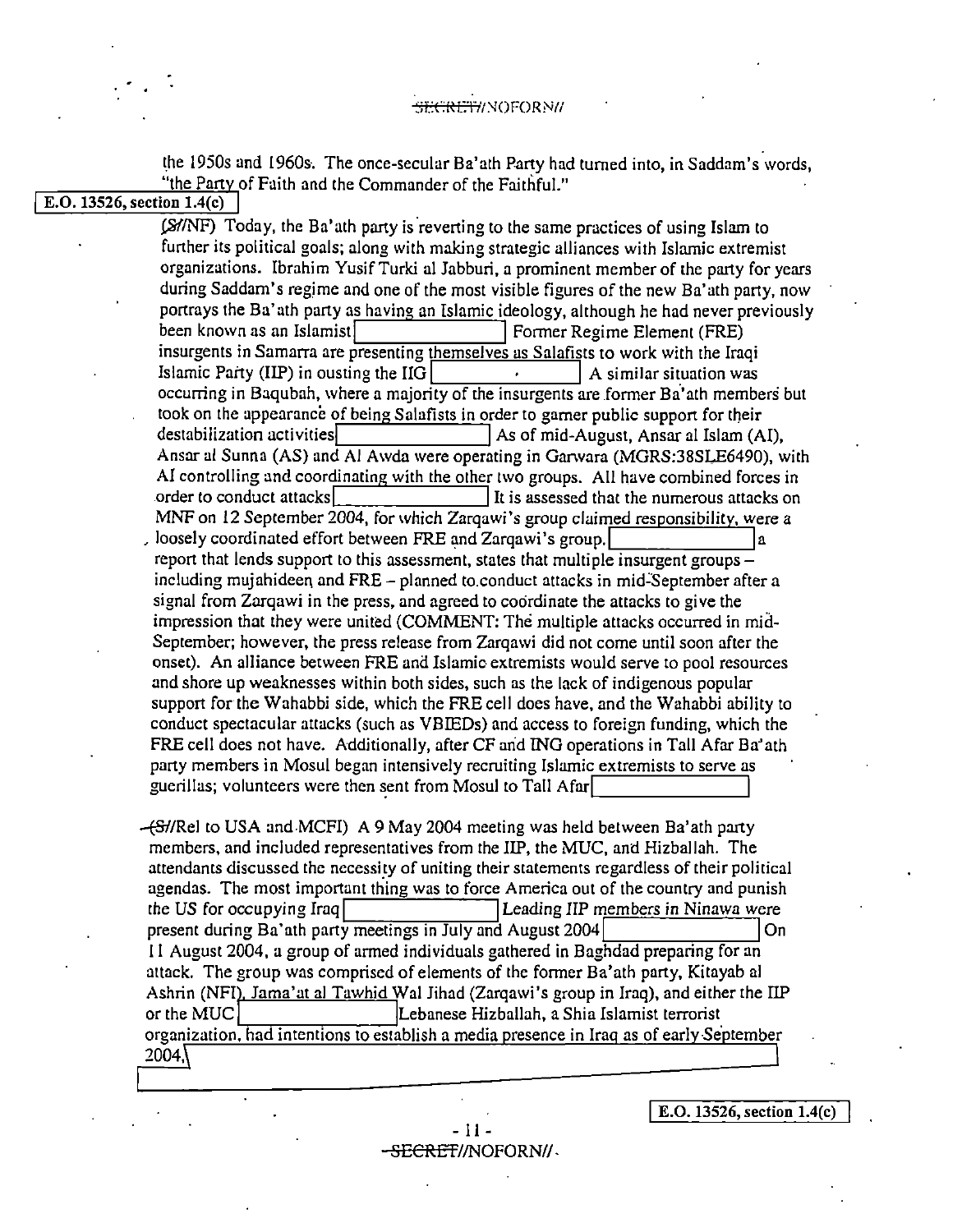the 1950s and 1960s. The once-secular Ba'ath Party had turned into, in Saddam's words, "the Party of Faith and the Commander of the Faithful."

E.O. 13526, section 1.4(c)

(S//NF) Today, the Ba'ath party is reverting to the same practices of using Islam to further its political goals; along with making strategic alliances with Islamic extremist organizations. Ibrahim Yusif Turki al Jabburi, a prominent member of the party for years during Saddam's regime and one of the most visible figures of the new Ba'ath party, now portrays the Ba'ath party as having an Islamic ideology, although he had never previously been known as an Islamist [ ] Former Regime Element (FRE) insurgents in Samarra are presenting themselves as Salafists to work with the Iraqi Islamic Party (IIP) in ousting the IIG [ ] A similar situation was occurring in Baqubah, where a majority of the insurgents are former Ba'ath members but took on the appearance of being Salafists in order to garner public support for their destabilization activities [ ] As of mid-August, Ansar al Islam (AI), Ansar al Sunna (AS) and Al Awda were operating in Garwara (MGRS:38SLE6490), with AI controlling and coordinating with the other two groups. All have combined forces in order to conduct attacks [ ] It is assessed that the numerous attacks on MNF on 12 September 2004, for which Zarqawi's group claimed responsibility, were a loosely coordinated effort between FRE and Zarqawi's group. [ ] a report that lends support to this assessment, states that multiple insurgent groups – including mujahideen and FRE – planned to conduct attacks in mid-September after a signal from Zarqawi in the press, and agreed to coordinate the attacks to give the impression that they were united (COMMENT: The multiple attacks occurred in mid-September; however, the press release from Zarqawi did not come until soon after the onset). An alliance between FRE and Islamic extremists would serve to pool resources and shore up weaknesses within both sides, such as the lack of indigenous popular support for the Wahabbi side, which the FRE cell does have, and the Wahabbi ability to conduct spectacular attacks (such as VBIEDs) and access to foreign funding, which the FRE cell does not have. Additionally, after CF and ING operations in Tall Afar Ba'ath party members in Mosul began intensively recruiting Islamic extremists to serve as guerillas; volunteers were then sent from Mosul to Tall Afar [ ]

(S//Rel to USA and MCFI) A 9 May 2004 meeting was held between Ba'ath party members, and included representatives from the IIP, the MUC, and Hizballah. The attendants discussed the necessity of uniting their statements regardless of their political agendas. The most important thing was to force America out of the country and punish the US for occupying Iraq [ ] Leading IIP members in Ninawa were present during Ba'ath party meetings in July and August 2004 [ ] On 11 August 2004, a group of armed individuals gathered in Baghdad preparing for an attack. The group was comprised of elements of the former Ba'ath party, Kitayab al Ashrin (NFI), Jama'at al Tawhid Wal Jihad (Zarqawi's group in Iraq), and either the IIP or the MUC [ ] Lebanese Hizballah, a Shia Islamist terrorist organization, had intentions to establish a media presence in Iraq as of early September 2004. [ ]

E.O. 13526, section 1.4(c)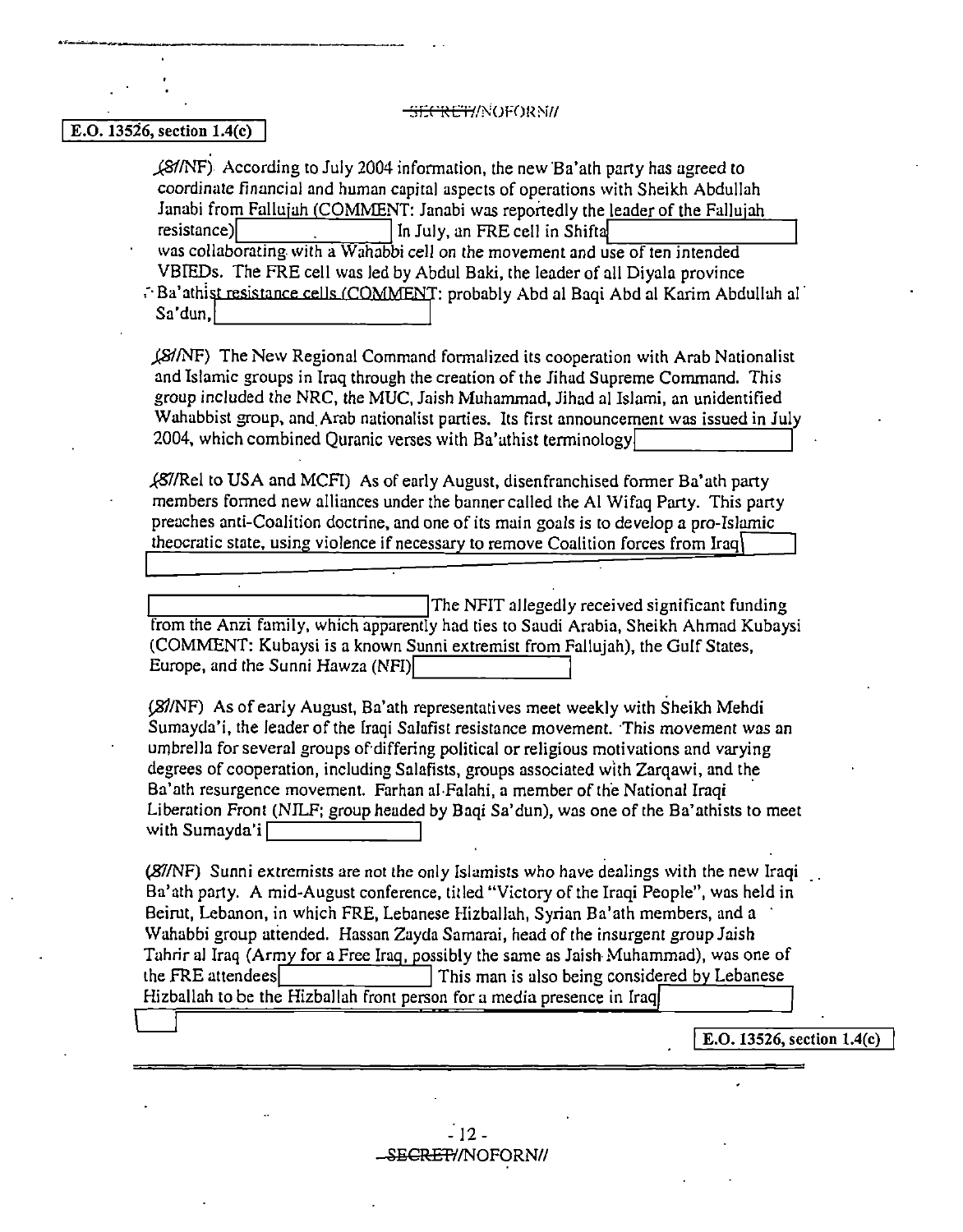E.O. 13526, section 1.4(c)

(S//NF) According to July 2004 information, the new Ba'ath party has agreed to coordinate financial and human capital aspects of operations with Sheikh Abdullah Janabi from Fallujah (COMMENT: Janabi was reportedly the leader of the Fallujah resistance) [redacted] In July, an FRE cell in Shifta [redacted] was collaborating with a Wahabbi cell on the movement and use of ten intended VBIEDs. The FRE cell was led by Abdul Baki, the leader of all Diyala province Ba'athist resistance cells (COMMENT: probably Abd al Baqi Abd al Karim Abdullah al Sa'dun, [redacted]

(S//NF) The New Regional Command formalized its cooperation with Arab Nationalist and Islamic groups in Iraq through the creation of the Jihad Supreme Command. This group included the NRC, the MUC, Jaish Muhammad, Jihad al Islami, an unidentified Wahabbist group, and Arab nationalist parties. Its first announcement was issued in July 2004, which combined Quranic verses with Ba'athist terminology [redacted]

(S//Rel to USA and MCFI) As of early August, disenfranchised former Ba'ath party members formed new alliances under the banner called the Al Wifaq Party. This party preaches anti-Coalition doctrine, and one of its main goals is to develop a pro-Islamic theocratic state, using violence if necessary to remove Coalition forces from Iraq [redacted]

[redacted] The NFIT allegedly received significant funding from the Anzi family, which apparently had ties to Saudi Arabia, Sheikh Ahmad Kubaysi (COMMENT: Kubaysi is a known Sunni extremist from Fallujah), the Gulf States, Europe, and the Sunni Hawza (NFI) [redacted]

(S//NF) As of early August, Ba'ath representatives meet weekly with Sheikh Mehdi Sumayda'i, the leader of the Iraqi Salafist resistance movement. This movement was an umbrella for several groups of differing political or religious motivations and varying degrees of cooperation, including Salafists, groups associated with Zarqawi, and the Ba'ath resurgence movement. Farhan al-Falahi, a member of the National Iraqi Liberation Front (NILF; group headed by Baqi Sa'dun), was one of the Ba'athists to meet with Sumayda'i [redacted]

(S//NF) Sunni extremists are not the only Islamists who have dealings with the new Iraqi Ba'ath party. A mid-August conference, titled "Victory of the Iraqi People", was held in Beirut, Lebanon, in which FRE, Lebanese Hizballah, Syrian Ba'ath members, and a Wahabbi group attended. Hassan Zayda Samarai, head of the insurgent group Jaish Tahrir al Iraq (Army for a Free Iraq, possibly the same as Jaish Muhammad), was one of the FRE attendees [redacted] This man is also being considered by Lebanese Hizballah to be the Hizballah front person for a media presence in Iraq [redacted]

E.O. 13526, section 1.4(c)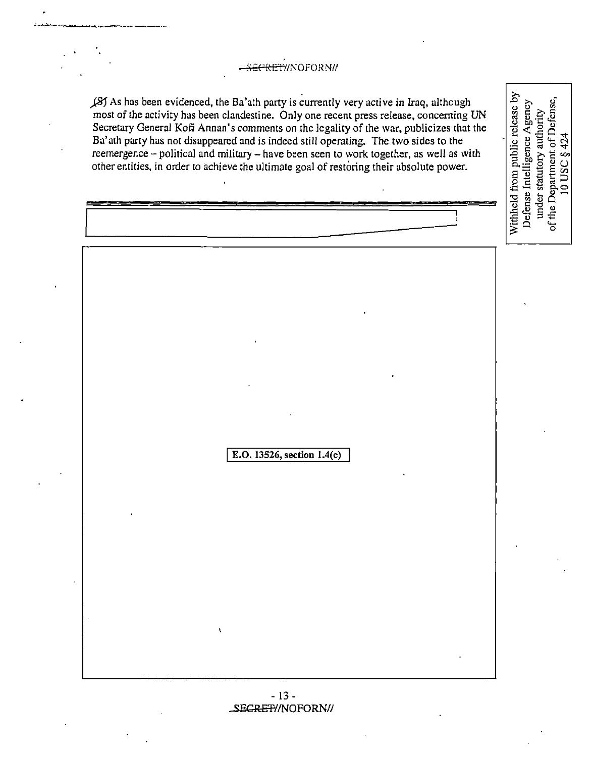(S) As has been evidenced, the Ba'ath party is currently very active in Iraq, although most of the activity has been clandestine. Only one recent press release, concerning UN Secretary General Kofi Annan's comments on the legality of the war, publicizes that the Ba'ath party has not disappeared and is indeed still operating. The two sides to the reemergence – political and military – have been seen to work together, as well as with other entities, in order to achieve the ultimate goal of restoring their absolute power.

Withheld from public release by Defense Intelligence Agency under statutory authority of the Department of Defense, 10 USC § 424

E.O. 13526, section 1.4(c)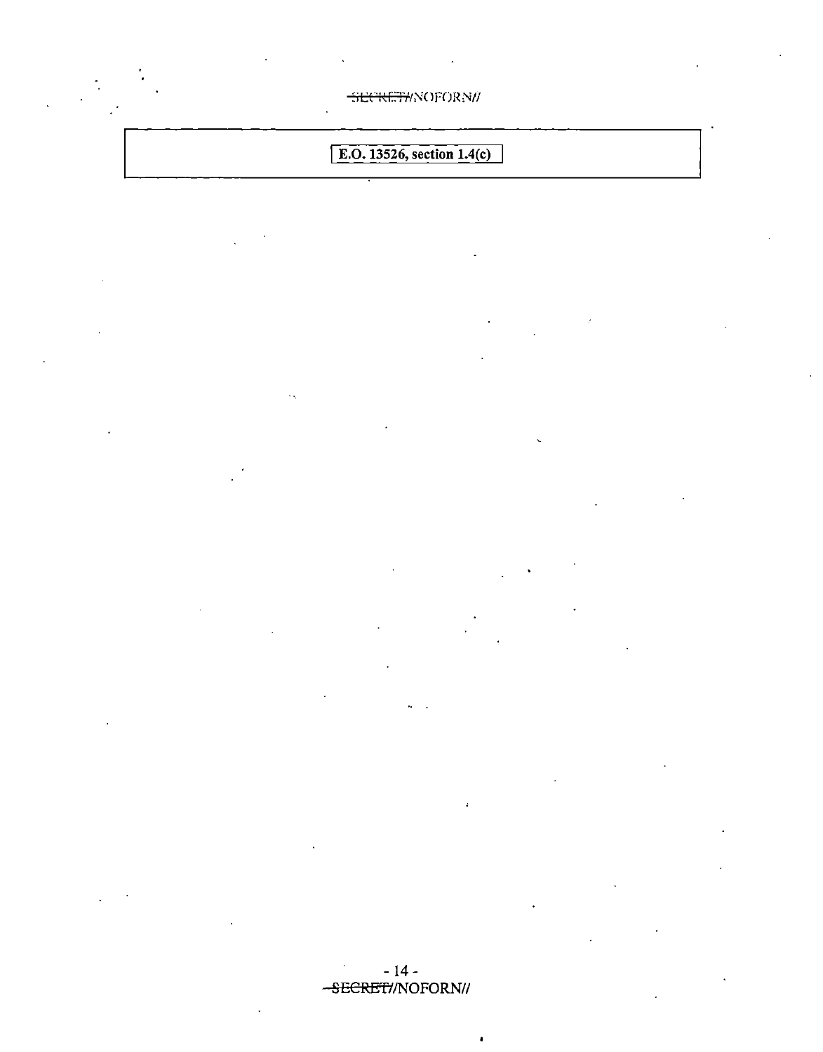E.O. 13526, section 1.4(c)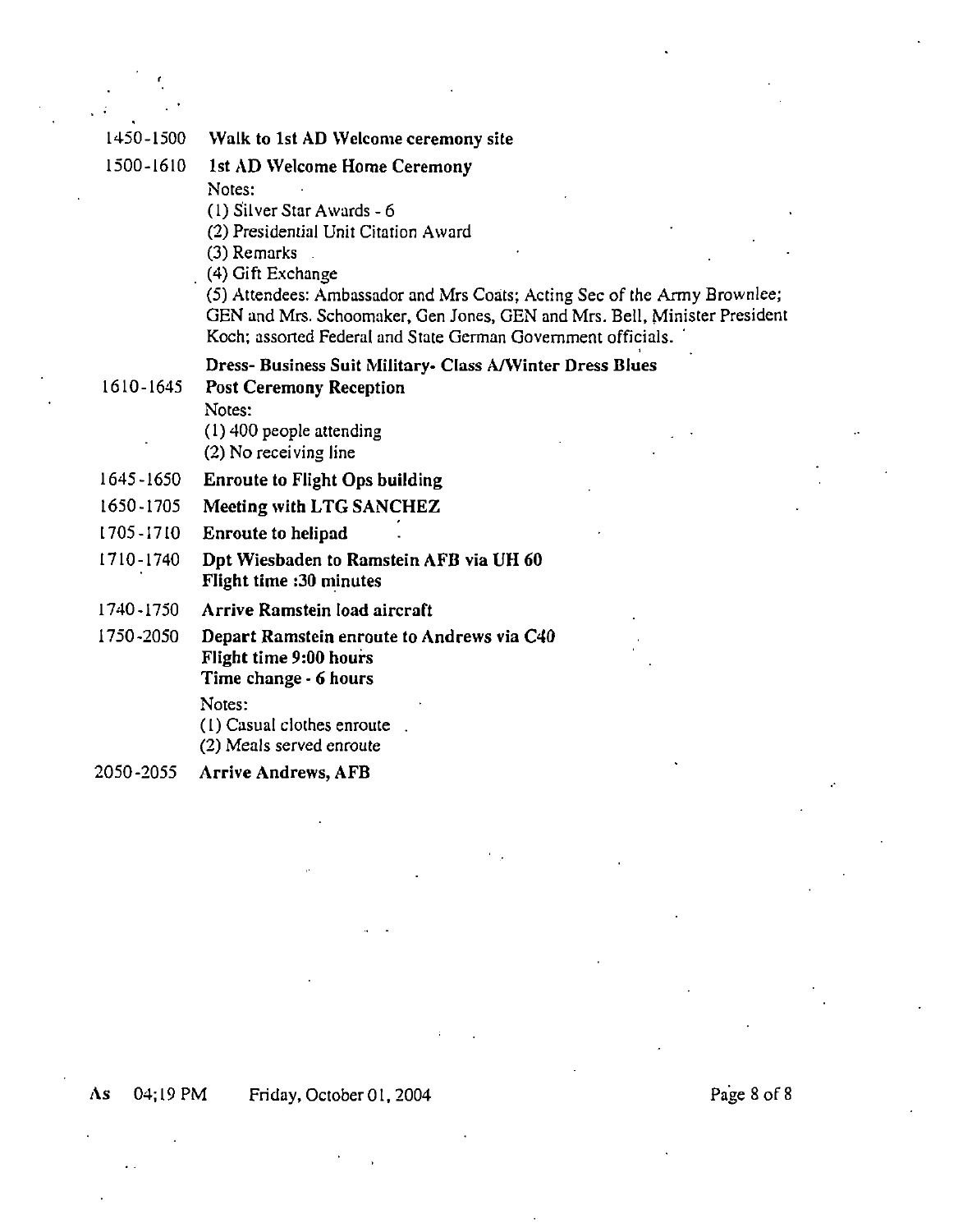| | |
|---|---|
| 1450-1500 | **Walk to 1st AD Welcome ceremony site** |
| 1500-1610 | **1st AD Welcome Home Ceremony**<br>Notes:<br>(1) Silver Star Awards - 6<br>(2) Presidential Unit Citation Award<br>(3) Remarks<br>(4) Gift Exchange<br>(5) Attendees: Ambassador and Mrs Coats; Acting Sec of the Army Brownlee; GEN and Mrs. Schoomaker, Gen Jones, GEN and Mrs. Bell, Minister President Koch; assorted Federal and State German Government officials.<br>**Dress- Business Suit Military- Class A/Winter Dress Blues** |
| 1610-1645 | **Post Ceremony Reception**<br>Notes:<br>(1) 400 people attending<br>(2) No receiving line |
| 1645-1650 | **Enroute to Flight Ops building** |
| 1650-1705 | **Meeting with LTG SANCHEZ** |
| 1705-1710 | **Enroute to helipad** |
| 1710-1740 | **Dpt Wiesbaden to Ramstein AFB via UH 60**<br>**Flight time :30 minutes** |
| 1740-1750 | **Arrive Ramstein load aircraft** |
| 1750-2050 | **Depart Ramstein enroute to Andrews via C40**<br>**Flight time 9:00 hours**<br>**Time change - 6 hours**<br>Notes:<br>(1) Casual clothes enroute<br>(2) Meals served enroute |
| 2050-2055 | **Arrive Andrews, AFB** |

As 04;19 PM Friday, October 01, 2004